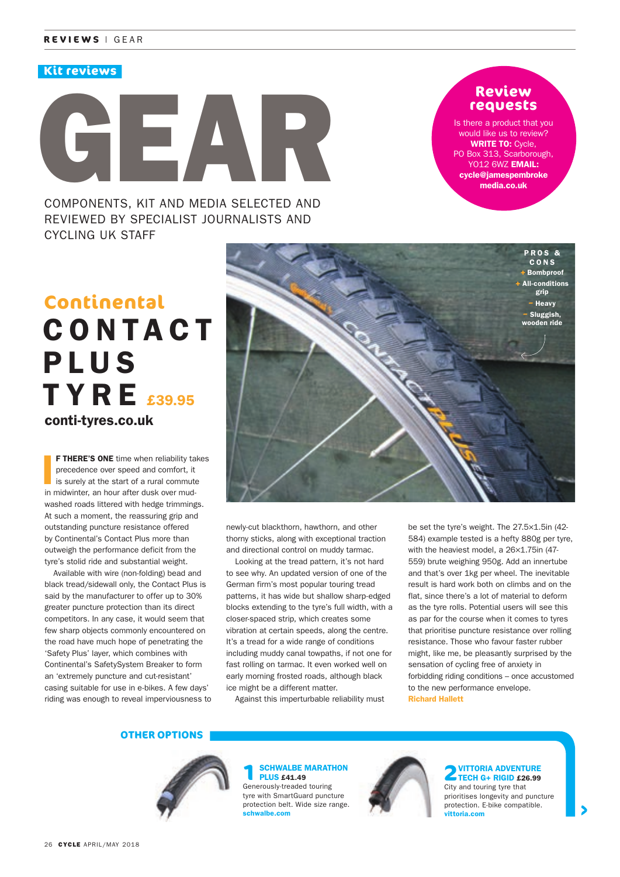Kit reviews

# GEAR

COMPONENTS, KIT AND MEDIA SELECTED AND REVIEWED BY SPECIALIST JOURNALISTS AND CYCLING UK STAFF

**Review requests**

Is there a product that you would like us to review? **WRITE TO:** Cycle, PO Box 313, Scarborough, YO12 6WZ **EMAIL:** **cycle@jamespembrokemedia.co.uk**

## Continental CONTACT PLUS TYRE £39.95

**conti-tyres.co.uk**

**PROS & CONS**

- \+ Bombproof
- \+ All-conditions grip
- − Heavy
- − Sluggish, wooden ride

**IF THERE'S ONE** time when reliability takes precedence over speed and comfort, it is surely at the start of a rural commute in midwinter, an hour after dusk over mud-washed roads littered with hedge trimmings. At such a moment, the reassuring grip and outstanding puncture resistance offered by Continental's Contact Plus more than outweigh the performance deficit from the tyre's stolid ride and substantial weight.

Available with wire (non-folding) bead and black tread/sidewall only, the Contact Plus is said by the manufacturer to offer up to 30% greater puncture protection than its direct competitors. In any case, it would seem that few sharp objects commonly encountered on the road have much hope of penetrating the 'Safety Plus' layer, which combines with Continental's SafetySystem Breaker to form an 'extremely puncture and cut-resistant' casing suitable for use in e-bikes. A few days' riding was enough to reveal imperviousness to newly-cut blackthorn, hawthorn, and other thorny sticks, along with exceptional traction and directional control on muddy tarmac.

Looking at the tread pattern, it's not hard to see why. An updated version of one of the German firm's most popular touring tread patterns, it has wide but shallow sharp-edged blocks extending to the tyre's full width, with a closer-spaced strip, which creates some vibration at certain speeds, along the centre. It's a tread for a wide range of conditions including muddy canal towpaths, if not one for fast rolling on tarmac. It even worked well on early morning frosted roads, although black ice might be a different matter.

Against this imperturbable reliability must be set the tyre's weight. The 27.5×1.5in (42-584) example tested is a hefty 880g per tyre, with the heaviest model, a 26×1.75in (47-559) brute weighing 950g. Add an innertube and that's over 1kg per wheel. The inevitable result is hard work both on climbs and on the flat, since there's a lot of material to deform as the tyre rolls. Potential users will see this as par for the course when it comes to tyres that prioritise puncture resistance over rolling resistance. Those who favour faster rubber might, like me, be pleasantly surprised by the sensation of cycling free of anxiety in forbidding riding conditions – once accustomed to the new performance envelope.

**Richard Hallett**

### OTHER OPTIONS

**1 SCHWALBE MARATHON PLUS £41.49**
Generously-treaded touring tyre with SmartGuard puncture protection belt. Wide size range.
**schwalbe.com**

**2 VITTORIA ADVENTURE TECH G+ RIGID £26.99**
City and touring tyre that prioritises longevity and puncture protection. E-bike compatible.
**vittoria.com**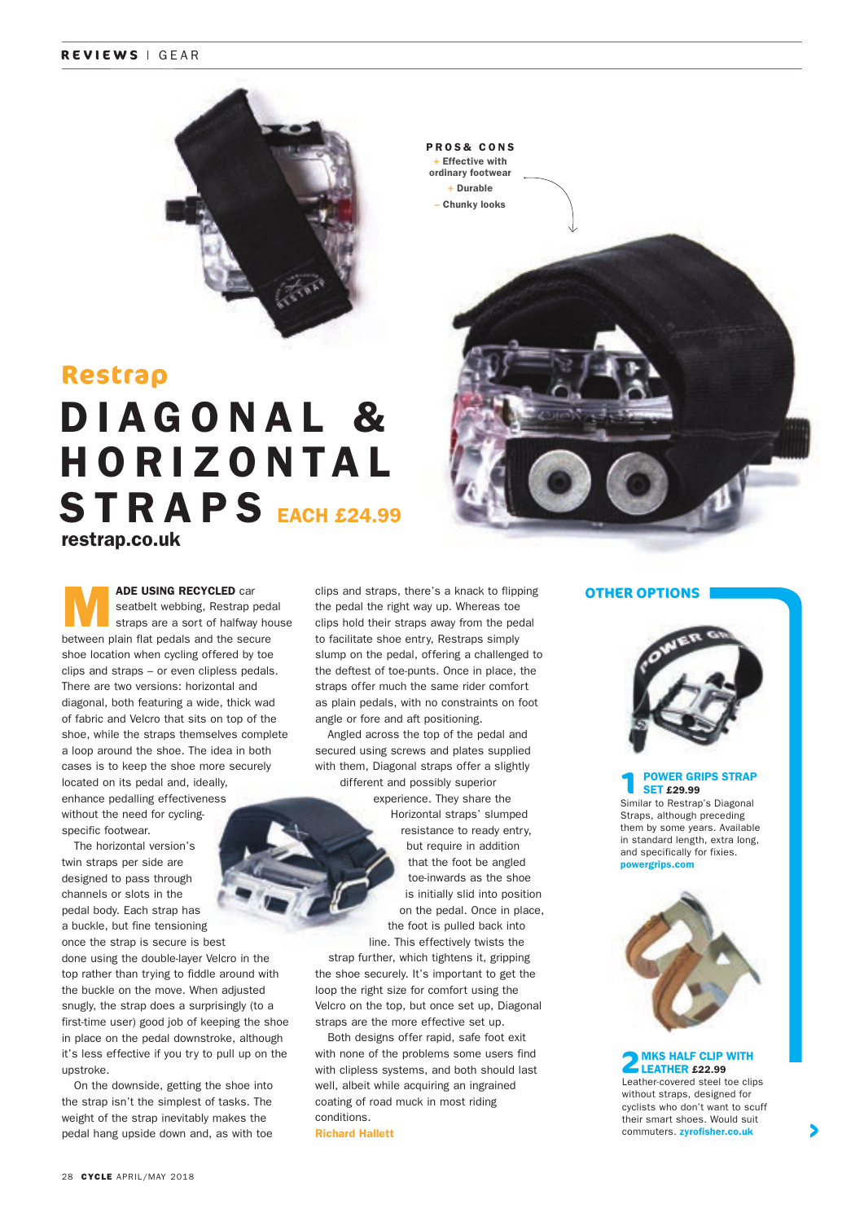# Restrap

# DIAGONAL & HORIZONTAL STRAPS EACH £24.99

**restrap.co.uk**

**PROS & CONS**

- \+ Effective with ordinary footwear
- \+ Durable
- – Chunky looks

**MADE USING RECYCLED** car seatbelt webbing, Restrap pedal straps are a sort of halfway house between plain flat pedals and the secure shoe location when cycling offered by toe clips and straps – or even clipless pedals. There are two versions: horizontal and diagonal, both featuring a wide, thick wad of fabric and Velcro that sits on top of the shoe, while the straps themselves complete a loop around the shoe. The idea in both cases is to keep the shoe more securely located on its pedal and, ideally, enhance pedalling effectiveness without the need for cycling-specific footwear.

The horizontal version's twin straps per side are designed to pass through channels or slots in the pedal body. Each strap has a buckle, but fine tensioning once the strap is secure is best done using the double-layer Velcro in the top rather than trying to fiddle around with the buckle on the move. When adjusted snugly, the strap does a surprisingly (to a first-time user) good job of keeping the shoe in place on the pedal downstroke, although it's less effective if you try to pull up on the upstroke.

On the downside, getting the shoe into the strap isn't the simplest of tasks. The weight of the strap inevitably makes the pedal hang upside down and, as with toe clips and straps, there's a knack to flipping the pedal the right way up. Whereas toe clips hold their straps away from the pedal to facilitate shoe entry, Restraps simply slump on the pedal, offering a challenged to the deftest of toe-punts. Once in place, the straps offer much the same rider comfort as plain pedals, with no constraints on foot angle or fore and aft positioning.

Angled across the top of the pedal and secured using screws and plates supplied with them, Diagonal straps offer a slightly different and possibly superior experience. They share the Horizontal straps' slumped resistance to ready entry, but require in addition that the foot be angled toe-inwards as the shoe is initially slid into position on the pedal. Once in place, the foot is pulled back into line. This effectively twists the strap further, which tightens it, gripping the shoe securely. It's important to get the loop the right size for comfort using the Velcro on the top, but once set up, Diagonal straps are the more effective set up.

Both designs offer rapid, safe foot exit with none of the problems some users find with clipless systems, and both should last well, albeit while acquiring an ingrained coating of road muck in most riding conditions.

**Richard Hallett**

## OTHER OPTIONS

**1 POWER GRIPS STRAP SET £29.99**

Similar to Restrap's Diagonal Straps, although preceding them by some years. Available in standard length, extra long, and specifically for fixies. **powergrips.com**

**2 MKS HALF CLIP WITH LEATHER £22.99**

Leather-covered steel toe clips without straps, designed for cyclists who don't want to scuff their smart shoes. Would suit commuters. **zyrofisher.co.uk**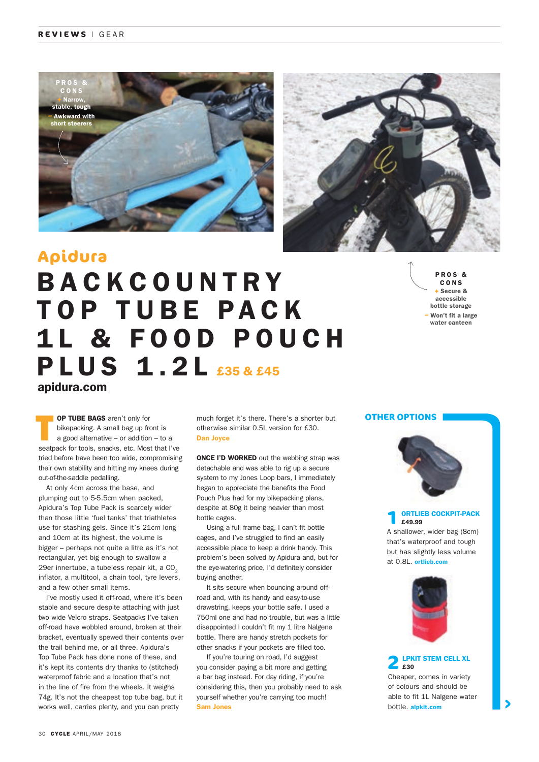**PROS & CONS**
+ Narrow, stable, tough
– Awkward with short steerers

**PROS & CONS**
+ Secure & accessible bottle storage
– Won't fit a large water canteen

## Apidura

# BACKCOUNTRY TOP TUBE PACK 1L & FOOD POUCH PLUS 1.2L £35 & £45

**apidura.com**

**TOP TUBE BAGS** aren't only for bikepacking. A small bag up front is a good alternative – or addition – to a seatpack for tools, snacks, etc. Most that I've tried before have been too wide, compromising their own stability and hitting my knees during out-of-the-saddle pedalling.

At only 4cm across the base, and plumping out to 5-5.5cm when packed, Apidura's Top Tube Pack is scarcely wider than those little 'fuel tanks' that triathletes use for stashing gels. Since it's 21cm long and 10cm at its highest, the volume is bigger – perhaps not quite a litre as it's not rectangular, yet big enough to swallow a 29er innertube, a tubeless repair kit, a $CO_2$ inflator, a multitool, a chain tool, tyre levers, and a few other small items.

I've mostly used it off-road, where it's been stable and secure despite attaching with just two wide Velcro straps. Seatpacks I've taken off-road have wobbled around, broken at their bracket, eventually spewed their contents over the trail behind me, or all three. Apidura's Top Tube Pack has done none of these, and it's kept its contents dry thanks to (stitched) waterproof fabric and a location that's not in the line of fire from the wheels. It weighs 74g. It's not the cheapest top tube bag, but it works well, carries plenty, and you can pretty much forget it's there. There's a shorter but otherwise similar 0.5L version for £30.
**Dan Joyce**

**ONCE I'D WORKED** out the webbing strap was detachable and was able to rig up a secure system to my Jones Loop bars, I immediately began to appreciate the benefits the Food Pouch Plus had for my bikepacking plans, despite at 80g it being heavier than most bottle cages.

Using a full frame bag, I can't fit bottle cages, and I've struggled to find an easily accessible place to keep a drink handy. This problem's been solved by Apidura and, but for the eye-watering price, I'd definitely consider buying another.

It sits secure when bouncing around off-road and, with its handy and easy-to-use drawstring, keeps your bottle safe. I used a 750ml one and had no trouble, but was a little disappointed I couldn't fit my 1 litre Nalgene bottle. There are handy stretch pockets for other snacks if your pockets are filled too.

If you're touring on road, I'd suggest you consider paying a bit more and getting a bar bag instead. For day riding, if you're considering this, then you probably need to ask yourself whether you're carrying too much!
**Sam Jones**

### OTHER OPTIONS

**1 ORTLIEB COCKPIT-PACK £49.99**
A shallower, wider bag (8cm) that's waterproof and tough but has slightly less volume at 0.8L. **ortlieb.com**

**2 ALPKIT STEM CELL XL £30**
Cheaper, comes in variety of colours and should be able to fit 1L Nalgene water bottle. **alpkit.com**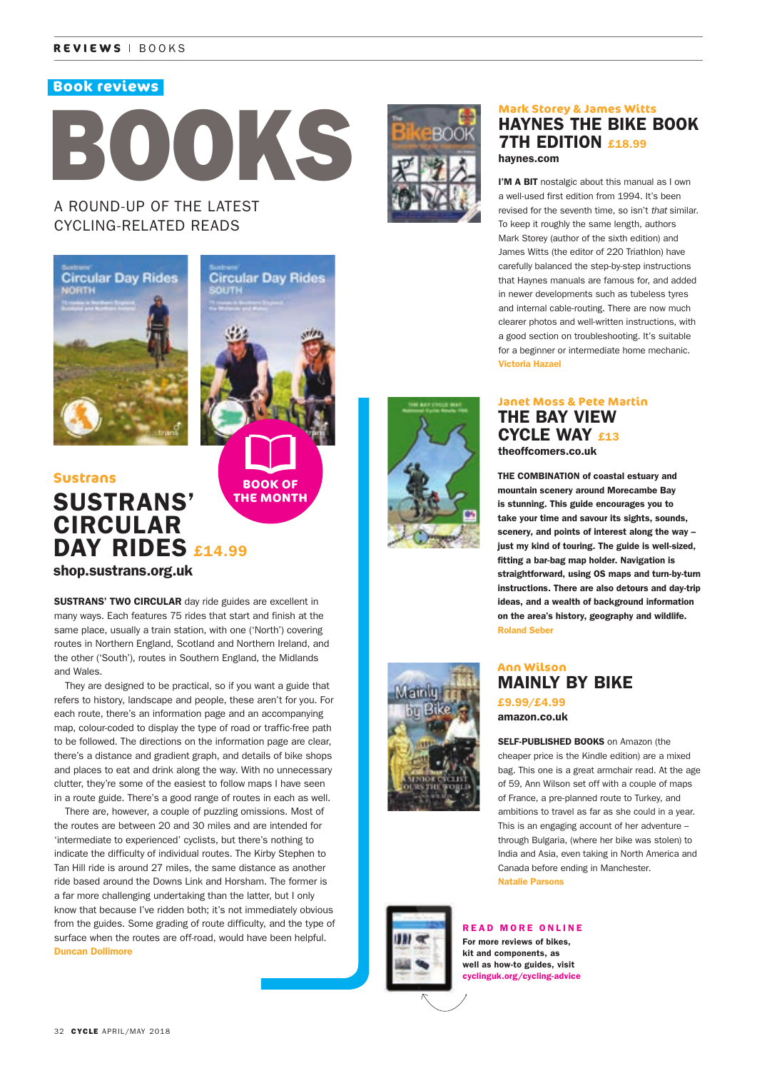Book reviews

# BOOKS

A ROUND-UP OF THE LATEST CYCLING-RELATED READS

BOOK OF THE MONTH

Sustrans

## SUSTRANS' CIRCULAR DAY RIDES £14.99

**shop.sustrans.org.uk**

**SUSTRANS' TWO CIRCULAR** day ride guides are excellent in many ways. Each features 75 rides that start and finish at the same place, usually a train station, with one ('North') covering routes in Northern England, Scotland and Northern Ireland, and the other ('South'), routes in Southern England, the Midlands and Wales.

They are designed to be practical, so if you want a guide that refers to history, landscape and people, these aren't for you. For each route, there's an information page and an accompanying map, colour-coded to display the type of road or traffic-free path to be followed. The directions on the information page are clear, there's a distance and gradient graph, and details of bike shops and places to eat and drink along the way. With no unnecessary clutter, they're some of the easiest to follow maps I have seen in a route guide. There's a good range of routes in each as well.

There are, however, a couple of puzzling omissions. Most of the routes are between 20 and 30 miles and are intended for 'intermediate to experienced' cyclists, but there's nothing to indicate the difficulty of individual routes. The Kirby Stephen to Tan Hill ride is around 27 miles, the same distance as another ride based around the Downs Link and Horsham. The former is a far more challenging undertaking than the latter, but I only know that because I've ridden both; it's not immediately obvious from the guides. Some grading of route difficulty, and the type of surface when the routes are off-road, would have been helpful.

Duncan Dollimore

Mark Storey & James Witts

## HAYNES THE BIKE BOOK 7TH EDITION £18.99

**haynes.com**

**I'M A BIT** nostalgic about this manual as I own a well-used first edition from 1994. It's been revised for the seventh time, so isn't *that* similar. To keep it roughly the same length, authors Mark Storey (author of the sixth edition) and James Witts (the editor of 220 Triathlon) have carefully balanced the step-by-step instructions that Haynes manuals are famous for, and added in newer developments such as tubeless tyres and internal cable-routing. There are now much clearer photos and well-written instructions, with a good section on troubleshooting. It's suitable for a beginner or intermediate home mechanic.

Victoria Hazael

Janet Moss & Pete Martin

## THE BAY VIEW CYCLE WAY £13

**theoffcomers.co.uk**

**THE COMBINATION of coastal estuary and mountain scenery around Morecambe Bay is stunning. This guide encourages you to take your time and savour its sights, sounds, scenery, and points of interest along the way – just my kind of touring. The guide is well-sized, fitting a bar-bag map holder. Navigation is straightforward, using OS maps and turn-by-turn instructions. There are also detours and day-trip ideas, and a wealth of background information on the area's history, geography and wildlife.**

Roland Seber

Ann Wilson

## MAINLY BY BIKE

£9.99/£4.99

**amazon.co.uk**

**SELF-PUBLISHED BOOKS** on Amazon (the cheaper price is the Kindle edition) are a mixed bag. This one is a great armchair read. At the age of 59, Ann Wilson set off with a couple of maps of France, a pre-planned route to Turkey, and ambitions to travel as far as she could in a year. This is an engaging account of her adventure – through Bulgaria, (where her bike was stolen) to India and Asia, even taking in North America and Canada before ending in Manchester.

Natalie Parsons

**READ MORE ONLINE**

**For more reviews of bikes, kit and components, as well as how-to guides, visit cyclinguk.org/cycling-advice**